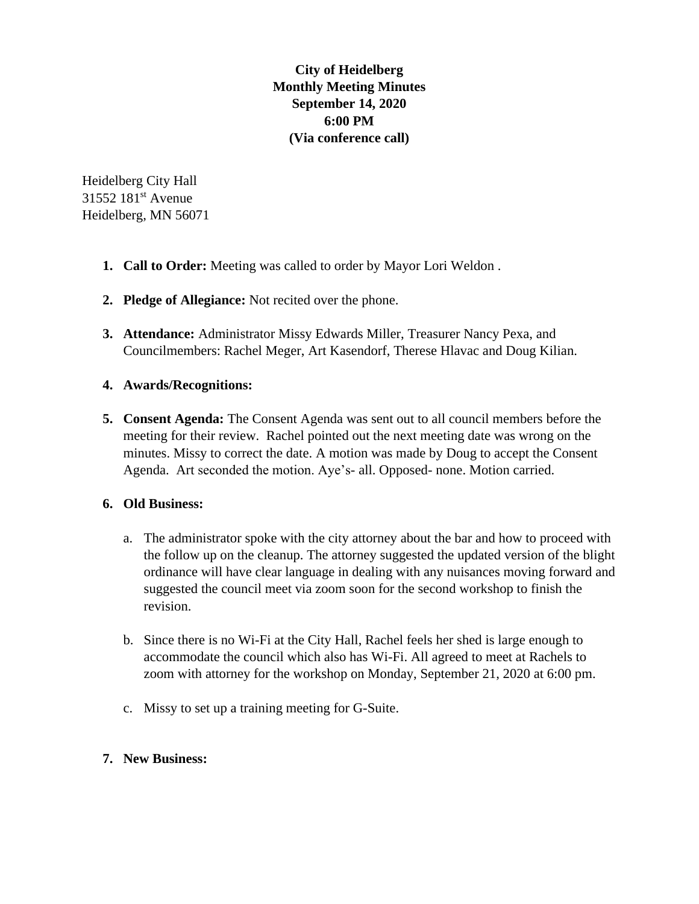**City of Heidelberg**
**Monthly Meeting Minutes**
**September 14, 2020**
**6:00 PM**
**(Via conference call)**

Heidelberg City Hall
31552 181st Avenue
Heidelberg, MN 56071

1. **Call to Order:** Meeting was called to order by Mayor Lori Weldon .

2. **Pledge of Allegiance:** Not recited over the phone.

3. **Attendance:** Administrator Missy Edwards Miller, Treasurer Nancy Pexa, and Councilmembers: Rachel Meger, Art Kasendorf, Therese Hlavac and Doug Kilian.

4. **Awards/Recognitions:**

5. **Consent Agenda:** The Consent Agenda was sent out to all council members before the meeting for their review. Rachel pointed out the next meeting date was wrong on the minutes. Missy to correct the date. A motion was made by Doug to accept the Consent Agenda. Art seconded the motion. Aye's- all. Opposed- none. Motion carried.

6. **Old Business:**

   a. The administrator spoke with the city attorney about the bar and how to proceed with the follow up on the cleanup. The attorney suggested the updated version of the blight ordinance will have clear language in dealing with any nuisances moving forward and suggested the council meet via zoom soon for the second workshop to finish the revision.

   b. Since there is no Wi-Fi at the City Hall, Rachel feels her shed is large enough to accommodate the council which also has Wi-Fi. All agreed to meet at Rachels to zoom with attorney for the workshop on Monday, September 21, 2020 at 6:00 pm.

   c. Missy to set up a training meeting for G-Suite.

7. **New Business:**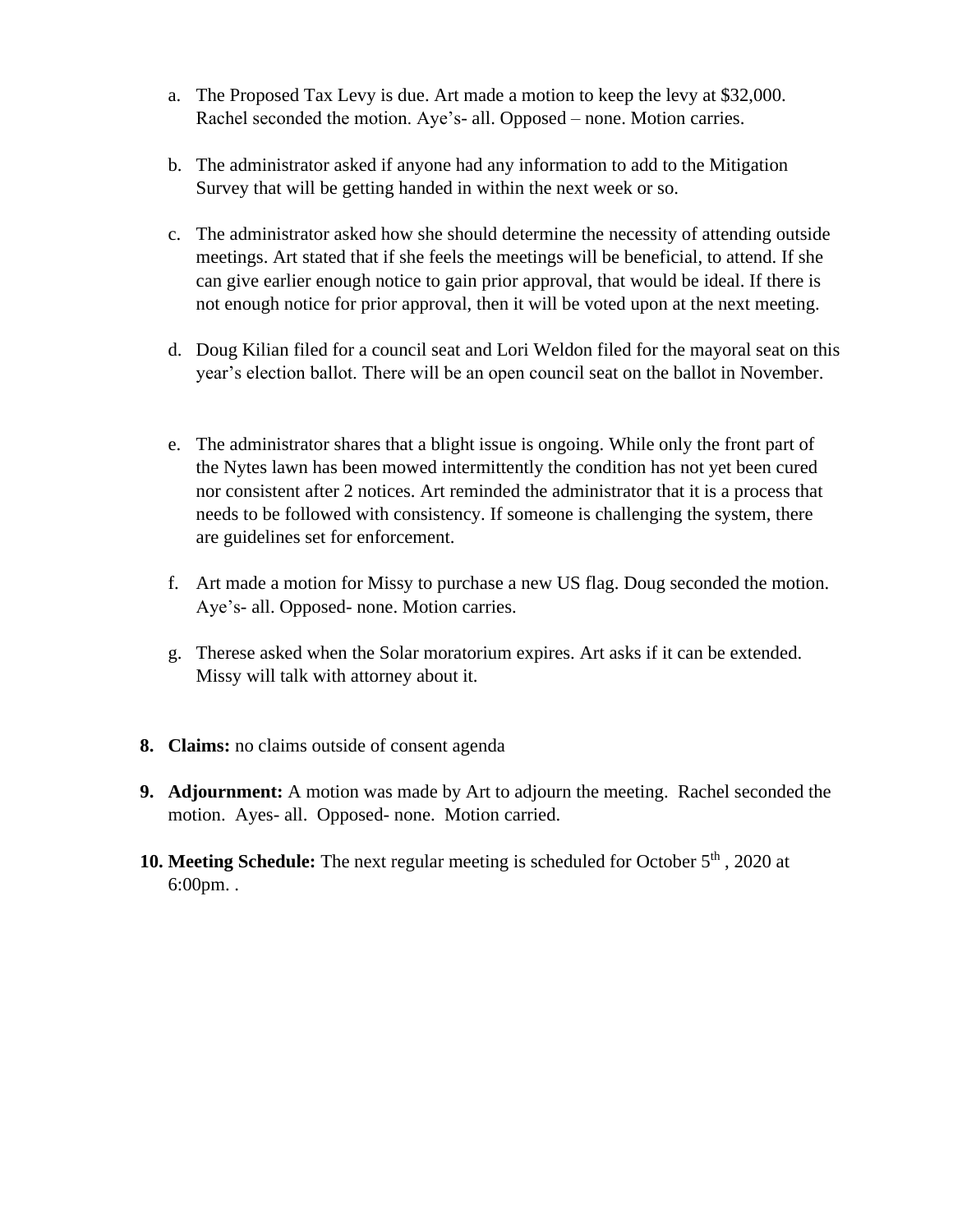a. The Proposed Tax Levy is due. Art made a motion to keep the levy at $32,000. Rachel seconded the motion. Aye's- all. Opposed – none. Motion carries.

b. The administrator asked if anyone had any information to add to the Mitigation Survey that will be getting handed in within the next week or so.

c. The administrator asked how she should determine the necessity of attending outside meetings. Art stated that if she feels the meetings will be beneficial, to attend. If she can give earlier enough notice to gain prior approval, that would be ideal. If there is not enough notice for prior approval, then it will be voted upon at the next meeting.

d. Doug Kilian filed for a council seat and Lori Weldon filed for the mayoral seat on this year's election ballot. There will be an open council seat on the ballot in November.

e. The administrator shares that a blight issue is ongoing. While only the front part of the Nytes lawn has been mowed intermittently the condition has not yet been cured nor consistent after 2 notices. Art reminded the administrator that it is a process that needs to be followed with consistency. If someone is challenging the system, there are guidelines set for enforcement.

f. Art made a motion for Missy to purchase a new US flag. Doug seconded the motion. Aye's- all. Opposed- none. Motion carries.

g. Therese asked when the Solar moratorium expires. Art asks if it can be extended. Missy will talk with attorney about it.

**8. Claims:** no claims outside of consent agenda

**9. Adjournment:** A motion was made by Art to adjourn the meeting. Rachel seconded the motion. Ayes- all. Opposed- none. Motion carried.

**10. Meeting Schedule:** The next regular meeting is scheduled for October 5th , 2020 at 6:00pm. .